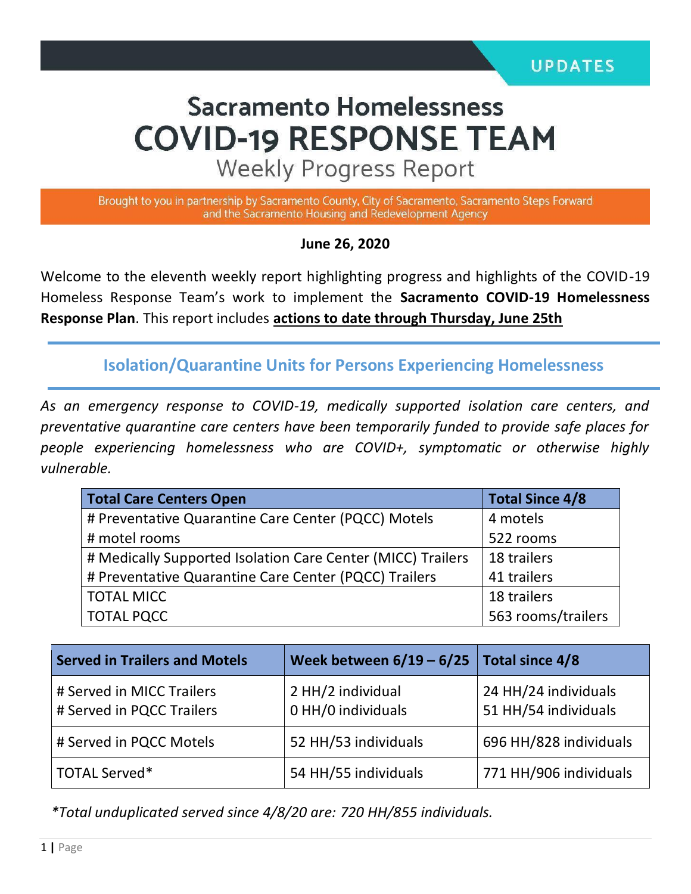UPDATES

# Sacramento Homelessness COVID-19 RESPONSE TEAM

## Weekly Progress Report

Brought to you in partnership by Sacramento County, City of Sacramento, Sacramento Steps Forward and the Sacramento Housing and Redevelopment Agency

**June 26, 2020**

Welcome to the eleventh weekly report highlighting progress and highlights of the COVID-19 Homeless Response Team's work to implement the **Sacramento COVID-19 Homelessness Response Plan**. This report includes **actions to date through Thursday, June 25th**

## Isolation/Quarantine Units for Persons Experiencing Homelessness

*As an emergency response to COVID-19, medically supported isolation care centers, and preventative quarantine care centers have been temporarily funded to provide safe places for people experiencing homelessness who are COVID+, symptomatic or otherwise highly vulnerable.*

| Total Care Centers Open | Total Since 4/8 |
|---|---|
| # Preventative Quarantine Care Center (PQCC) Motels<br># motel rooms | 4 motels<br>522 rooms |
| # Medically Supported Isolation Care Center (MICC) Trailers<br># Preventative Quarantine Care Center (PQCC) Trailers | 18 trailers<br>41 trailers |
| TOTAL MICC<br>TOTAL PQCC | 18 trailers<br>563 rooms/trailers |

| Served in Trailers and Motels | Week between 6/19 – 6/25 | Total since 4/8 |
|---|---|---|
| # Served in MICC Trailers<br># Served in PQCC Trailers | 2 HH/2 individual<br>0 HH/0 individuals | 24 HH/24 individuals<br>51 HH/54 individuals |
| # Served in PQCC Motels | 52 HH/53 individuals | 696 HH/828 individuals |
| TOTAL Served* | 54 HH/55 individuals | 771 HH/906 individuals |

*\*Total unduplicated served since 4/8/20 are: 720 HH/855 individuals.*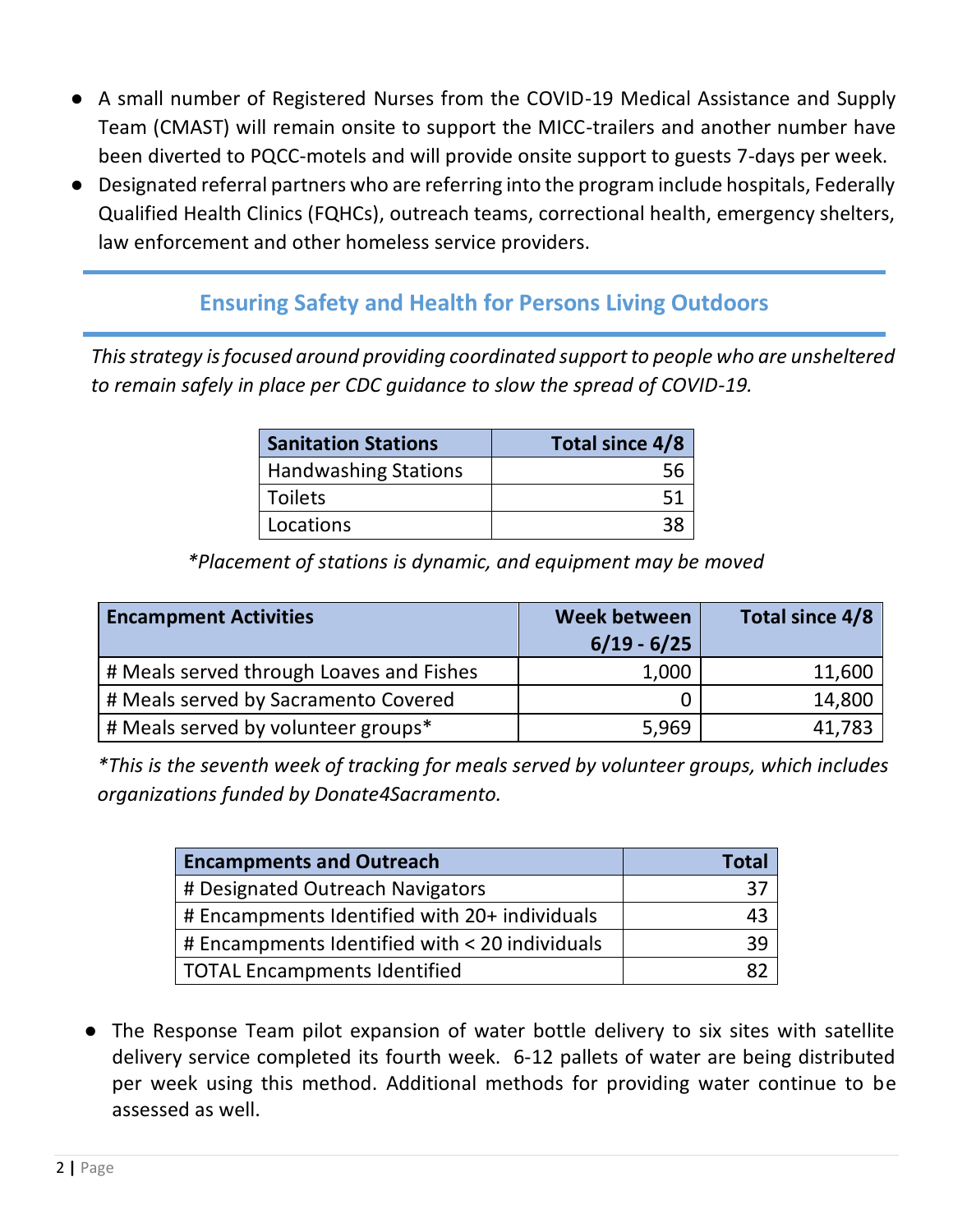- A small number of Registered Nurses from the COVID-19 Medical Assistance and Supply Team (CMAST) will remain onsite to support the MICC-trailers and another number have been diverted to PQCC-motels and will provide onsite support to guests 7-days per week.
- Designated referral partners who are referring into the program include hospitals, Federally Qualified Health Clinics (FQHCs), outreach teams, correctional health, emergency shelters, law enforcement and other homeless service providers.

## Ensuring Safety and Health for Persons Living Outdoors

*This strategy is focused around providing coordinated support to people who are unsheltered to remain safely in place per CDC guidance to slow the spread of COVID-19.*

| Sanitation Stations | Total since 4/8 |
|---|---:|
| Handwashing Stations | 56 |
| Toilets | 51 |
| Locations | 38 |

*\*Placement of stations is dynamic, and equipment may be moved*

| Encampment Activities | Week between 6/19 - 6/25 | Total since 4/8 |
|---|---:|---:|
| # Meals served through Loaves and Fishes | 1,000 | 11,600 |
| # Meals served by Sacramento Covered | 0 | 14,800 |
| # Meals served by volunteer groups* | 5,969 | 41,783 |

*\*This is the seventh week of tracking for meals served by volunteer groups, which includes organizations funded by Donate4Sacramento.*

| Encampments and Outreach | Total |
|---|---:|
| # Designated Outreach Navigators | 37 |
| # Encampments Identified with 20+ individuals | 43 |
| # Encampments Identified with < 20 individuals | 39 |
| TOTAL Encampments Identified | 82 |

- The Response Team pilot expansion of water bottle delivery to six sites with satellite delivery service completed its fourth week. 6-12 pallets of water are being distributed per week using this method. Additional methods for providing water continue to be assessed as well.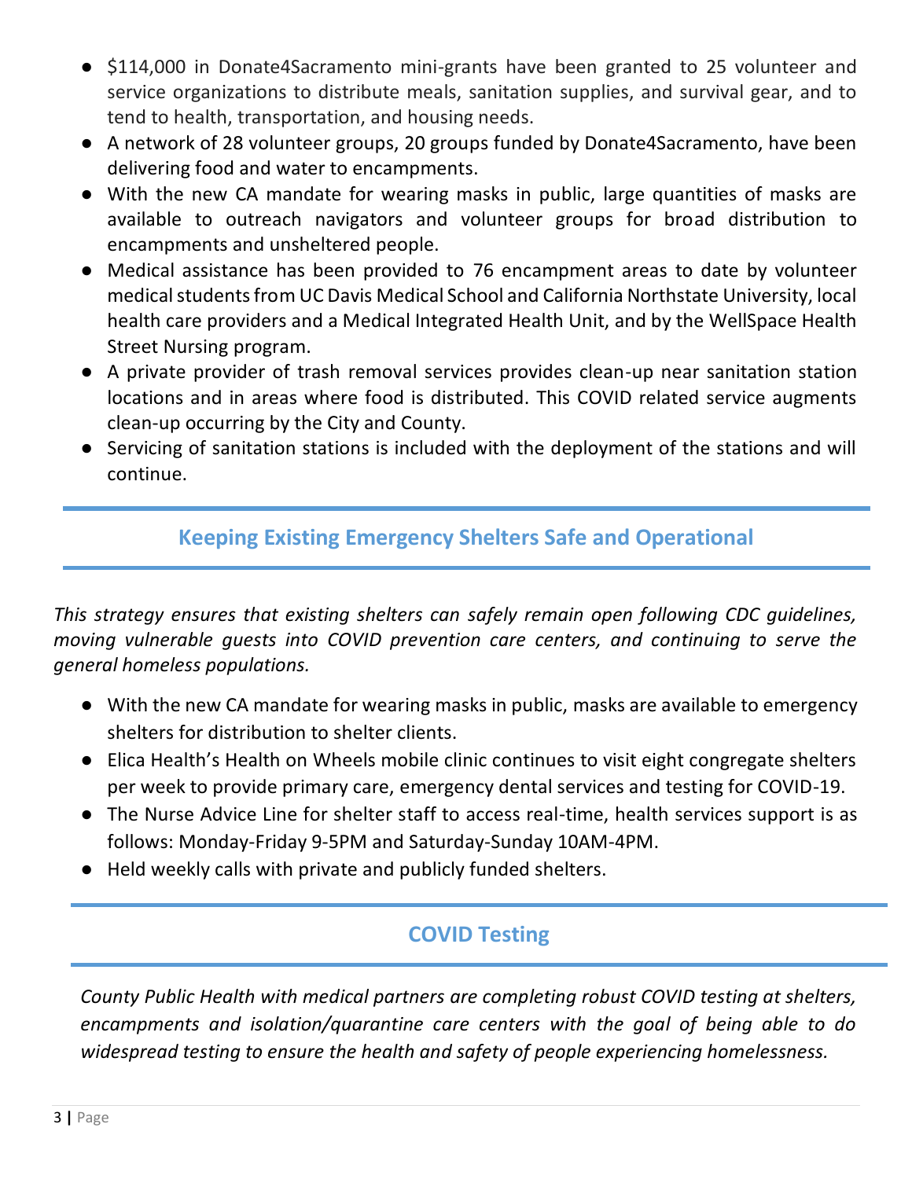- $114,000 in Donate4Sacramento mini-grants have been granted to 25 volunteer and service organizations to distribute meals, sanitation supplies, and survival gear, and to tend to health, transportation, and housing needs.
- A network of 28 volunteer groups, 20 groups funded by Donate4Sacramento, have been delivering food and water to encampments.
- With the new CA mandate for wearing masks in public, large quantities of masks are available to outreach navigators and volunteer groups for broad distribution to encampments and unsheltered people.
- Medical assistance has been provided to 76 encampment areas to date by volunteer medical students from UC Davis Medical School and California Northstate University, local health care providers and a Medical Integrated Health Unit, and by the WellSpace Health Street Nursing program.
- A private provider of trash removal services provides clean-up near sanitation station locations and in areas where food is distributed. This COVID related service augments clean-up occurring by the City and County.
- Servicing of sanitation stations is included with the deployment of the stations and will continue.

## Keeping Existing Emergency Shelters Safe and Operational

*This strategy ensures that existing shelters can safely remain open following CDC guidelines, moving vulnerable guests into COVID prevention care centers, and continuing to serve the general homeless populations.*

- With the new CA mandate for wearing masks in public, masks are available to emergency shelters for distribution to shelter clients.
- Elica Health's Health on Wheels mobile clinic continues to visit eight congregate shelters per week to provide primary care, emergency dental services and testing for COVID-19.
- The Nurse Advice Line for shelter staff to access real-time, health services support is as follows: Monday-Friday 9-5PM and Saturday-Sunday 10AM-4PM.
- Held weekly calls with private and publicly funded shelters.

## COVID Testing

*County Public Health with medical partners are completing robust COVID testing at shelters, encampments and isolation/quarantine care centers with the goal of being able to do widespread testing to ensure the health and safety of people experiencing homelessness.*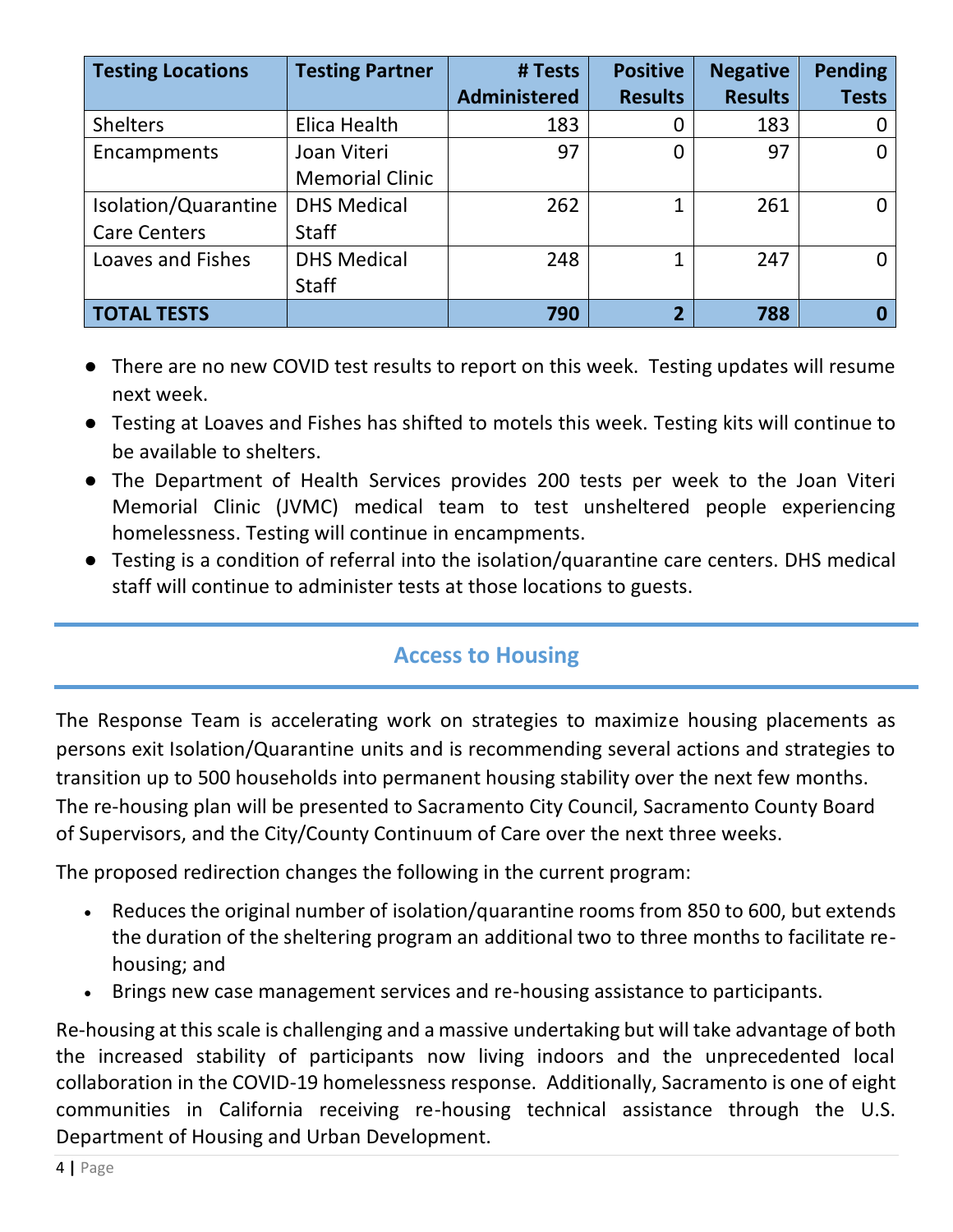| Testing Locations | Testing Partner | # Tests Administered | Positive Results | Negative Results | Pending Tests |
|---|---|---|---|---|---|
| Shelters | Elica Health | 183 | 0 | 183 | 0 |
| Encampments | Joan Viteri Memorial Clinic | 97 | 0 | 97 | 0 |
| Isolation/Quarantine Care Centers | DHS Medical Staff | 262 | 1 | 261 | 0 |
| Loaves and Fishes | DHS Medical Staff | 248 | 1 | 247 | 0 |
| **TOTAL TESTS** | | **790** | **2** | **788** | **0** |

- There are no new COVID test results to report on this week. Testing updates will resume next week.
- Testing at Loaves and Fishes has shifted to motels this week. Testing kits will continue to be available to shelters.
- The Department of Health Services provides 200 tests per week to the Joan Viteri Memorial Clinic (JVMC) medical team to test unsheltered people experiencing homelessness. Testing will continue in encampments.
- Testing is a condition of referral into the isolation/quarantine care centers. DHS medical staff will continue to administer tests at those locations to guests.

## Access to Housing

The Response Team is accelerating work on strategies to maximize housing placements as persons exit Isolation/Quarantine units and is recommending several actions and strategies to transition up to 500 households into permanent housing stability over the next few months. The re-housing plan will be presented to Sacramento City Council, Sacramento County Board of Supervisors, and the City/County Continuum of Care over the next three weeks.

The proposed redirection changes the following in the current program:

- Reduces the original number of isolation/quarantine rooms from 850 to 600, but extends the duration of the sheltering program an additional two to three months to facilitate re-housing; and
- Brings new case management services and re-housing assistance to participants.

Re-housing at this scale is challenging and a massive undertaking but will take advantage of both the increased stability of participants now living indoors and the unprecedented local collaboration in the COVID-19 homelessness response. Additionally, Sacramento is one of eight communities in California receiving re-housing technical assistance through the U.S. Department of Housing and Urban Development.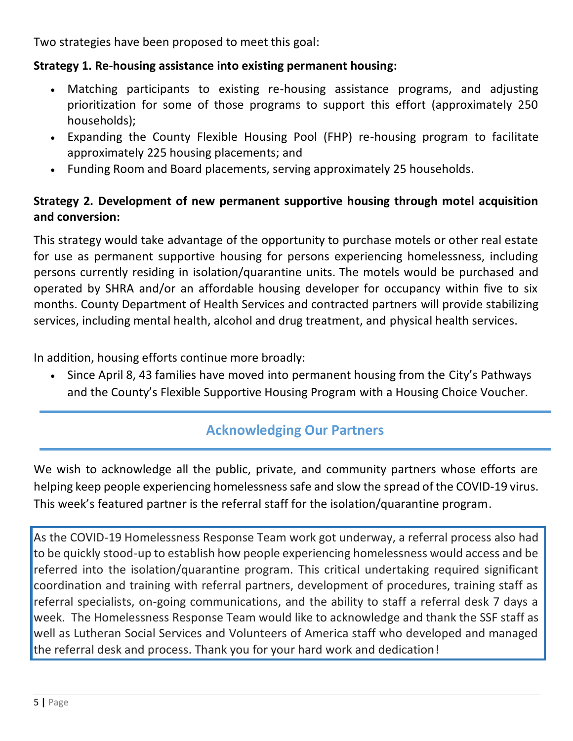Two strategies have been proposed to meet this goal:

**Strategy 1. Re-housing assistance into existing permanent housing:**

- Matching participants to existing re-housing assistance programs, and adjusting prioritization for some of those programs to support this effort (approximately 250 households);
- Expanding the County Flexible Housing Pool (FHP) re-housing program to facilitate approximately 225 housing placements; and
- Funding Room and Board placements, serving approximately 25 households.

**Strategy 2. Development of new permanent supportive housing through motel acquisition and conversion:**

This strategy would take advantage of the opportunity to purchase motels or other real estate for use as permanent supportive housing for persons experiencing homelessness, including persons currently residing in isolation/quarantine units. The motels would be purchased and operated by SHRA and/or an affordable housing developer for occupancy within five to six months. County Department of Health Services and contracted partners will provide stabilizing services, including mental health, alcohol and drug treatment, and physical health services.

In addition, housing efforts continue more broadly:

- Since April 8, 43 families have moved into permanent housing from the City's Pathways and the County's Flexible Supportive Housing Program with a Housing Choice Voucher.

## Acknowledging Our Partners

We wish to acknowledge all the public, private, and community partners whose efforts are helping keep people experiencing homelessness safe and slow the spread of the COVID-19 virus. This week's featured partner is the referral staff for the isolation/quarantine program.

As the COVID-19 Homelessness Response Team work got underway, a referral process also had to be quickly stood-up to establish how people experiencing homelessness would access and be referred into the isolation/quarantine program. This critical undertaking required significant coordination and training with referral partners, development of procedures, training staff as referral specialists, on-going communications, and the ability to staff a referral desk 7 days a week. The Homelessness Response Team would like to acknowledge and thank the SSF staff as well as Lutheran Social Services and Volunteers of America staff who developed and managed the referral desk and process. Thank you for your hard work and dedication!